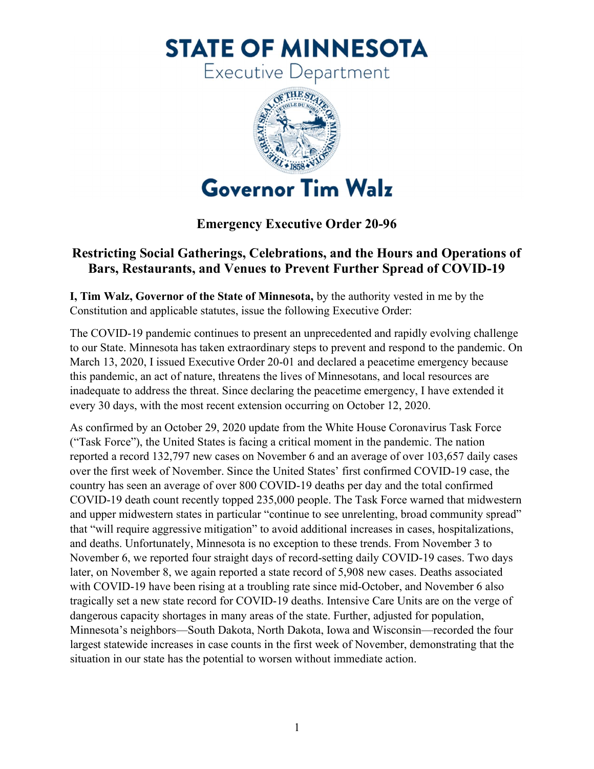# STATE OF MINNESOTA

Executive Department

Governor Tim Walz

## Emergency Executive Order 20-96

## Restricting Social Gatherings, Celebrations, and the Hours and Operations of Bars, Restaurants, and Venues to Prevent Further Spread of COVID-19

**I, Tim Walz, Governor of the State of Minnesota,** by the authority vested in me by the Constitution and applicable statutes, issue the following Executive Order:

The COVID-19 pandemic continues to present an unprecedented and rapidly evolving challenge to our State. Minnesota has taken extraordinary steps to prevent and respond to the pandemic. On March 13, 2020, I issued Executive Order 20-01 and declared a peacetime emergency because this pandemic, an act of nature, threatens the lives of Minnesotans, and local resources are inadequate to address the threat. Since declaring the peacetime emergency, I have extended it every 30 days, with the most recent extension occurring on October 12, 2020.

As confirmed by an October 29, 2020 update from the White House Coronavirus Task Force ("Task Force"), the United States is facing a critical moment in the pandemic. The nation reported a record 132,797 new cases on November 6 and an average of over 103,657 daily cases over the first week of November. Since the United States' first confirmed COVID-19 case, the country has seen an average of over 800 COVID-19 deaths per day and the total confirmed COVID-19 death count recently topped 235,000 people. The Task Force warned that midwestern and upper midwestern states in particular "continue to see unrelenting, broad community spread" that "will require aggressive mitigation" to avoid additional increases in cases, hospitalizations, and deaths. Unfortunately, Minnesota is no exception to these trends. From November 3 to November 6, we reported four straight days of record-setting daily COVID-19 cases. Two days later, on November 8, we again reported a state record of 5,908 new cases. Deaths associated with COVID-19 have been rising at a troubling rate since mid-October, and November 6 also tragically set a new state record for COVID-19 deaths. Intensive Care Units are on the verge of dangerous capacity shortages in many areas of the state. Further, adjusted for population, Minnesota's neighbors—South Dakota, North Dakota, Iowa and Wisconsin—recorded the four largest statewide increases in case counts in the first week of November, demonstrating that the situation in our state has the potential to worsen without immediate action.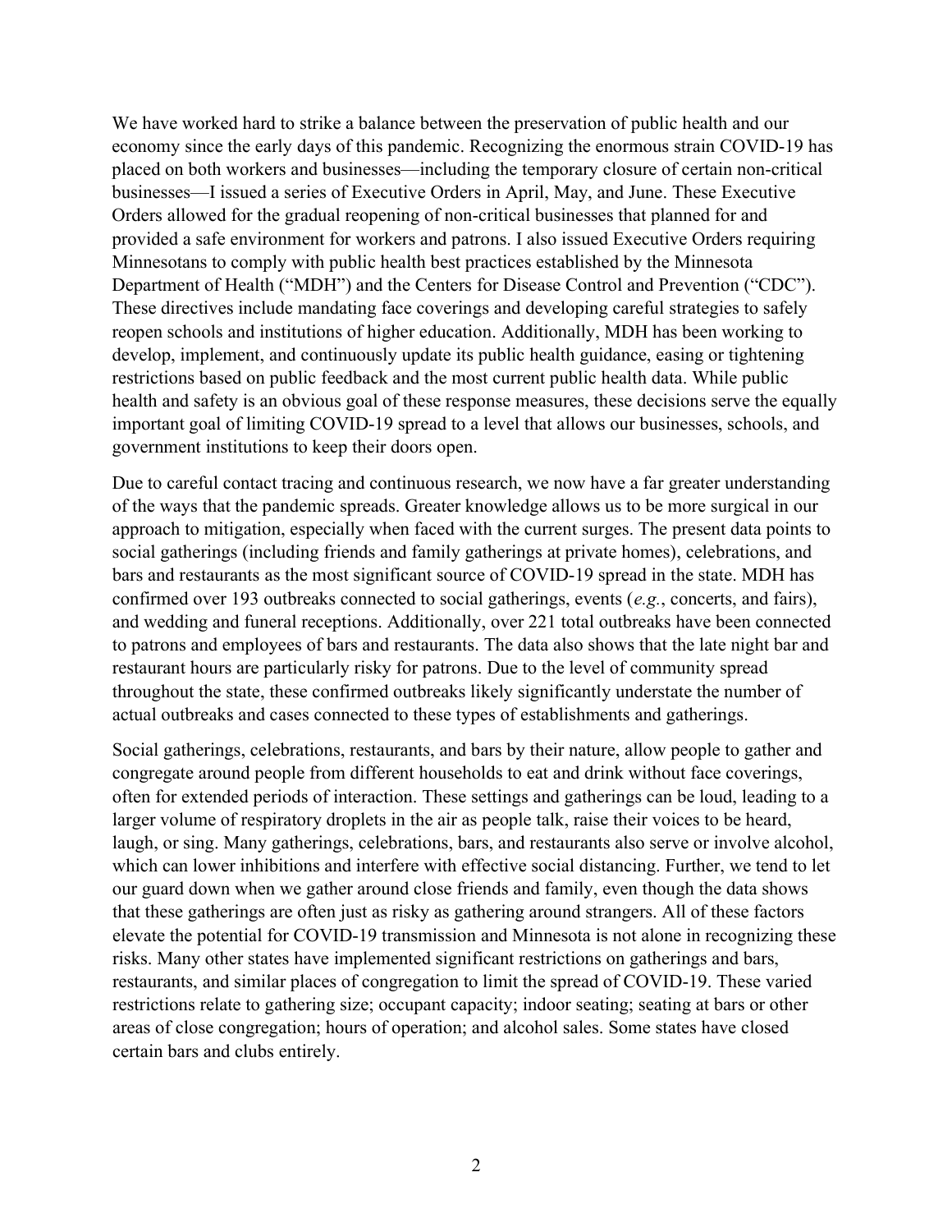We have worked hard to strike a balance between the preservation of public health and our economy since the early days of this pandemic. Recognizing the enormous strain COVID-19 has placed on both workers and businesses—including the temporary closure of certain non-critical businesses—I issued a series of Executive Orders in April, May, and June. These Executive Orders allowed for the gradual reopening of non-critical businesses that planned for and provided a safe environment for workers and patrons. I also issued Executive Orders requiring Minnesotans to comply with public health best practices established by the Minnesota Department of Health ("MDH") and the Centers for Disease Control and Prevention ("CDC"). These directives include mandating face coverings and developing careful strategies to safely reopen schools and institutions of higher education. Additionally, MDH has been working to develop, implement, and continuously update its public health guidance, easing or tightening restrictions based on public feedback and the most current public health data. While public health and safety is an obvious goal of these response measures, these decisions serve the equally important goal of limiting COVID-19 spread to a level that allows our businesses, schools, and government institutions to keep their doors open.

Due to careful contact tracing and continuous research, we now have a far greater understanding of the ways that the pandemic spreads. Greater knowledge allows us to be more surgical in our approach to mitigation, especially when faced with the current surges. The present data points to social gatherings (including friends and family gatherings at private homes), celebrations, and bars and restaurants as the most significant source of COVID-19 spread in the state. MDH has confirmed over 193 outbreaks connected to social gatherings, events (*e.g.*, concerts, and fairs), and wedding and funeral receptions. Additionally, over 221 total outbreaks have been connected to patrons and employees of bars and restaurants. The data also shows that the late night bar and restaurant hours are particularly risky for patrons. Due to the level of community spread throughout the state, these confirmed outbreaks likely significantly understate the number of actual outbreaks and cases connected to these types of establishments and gatherings.

Social gatherings, celebrations, restaurants, and bars by their nature, allow people to gather and congregate around people from different households to eat and drink without face coverings, often for extended periods of interaction. These settings and gatherings can be loud, leading to a larger volume of respiratory droplets in the air as people talk, raise their voices to be heard, laugh, or sing. Many gatherings, celebrations, bars, and restaurants also serve or involve alcohol, which can lower inhibitions and interfere with effective social distancing. Further, we tend to let our guard down when we gather around close friends and family, even though the data shows that these gatherings are often just as risky as gathering around strangers. All of these factors elevate the potential for COVID-19 transmission and Minnesota is not alone in recognizing these risks. Many other states have implemented significant restrictions on gatherings and bars, restaurants, and similar places of congregation to limit the spread of COVID-19. These varied restrictions relate to gathering size; occupant capacity; indoor seating; seating at bars or other areas of close congregation; hours of operation; and alcohol sales. Some states have closed certain bars and clubs entirely.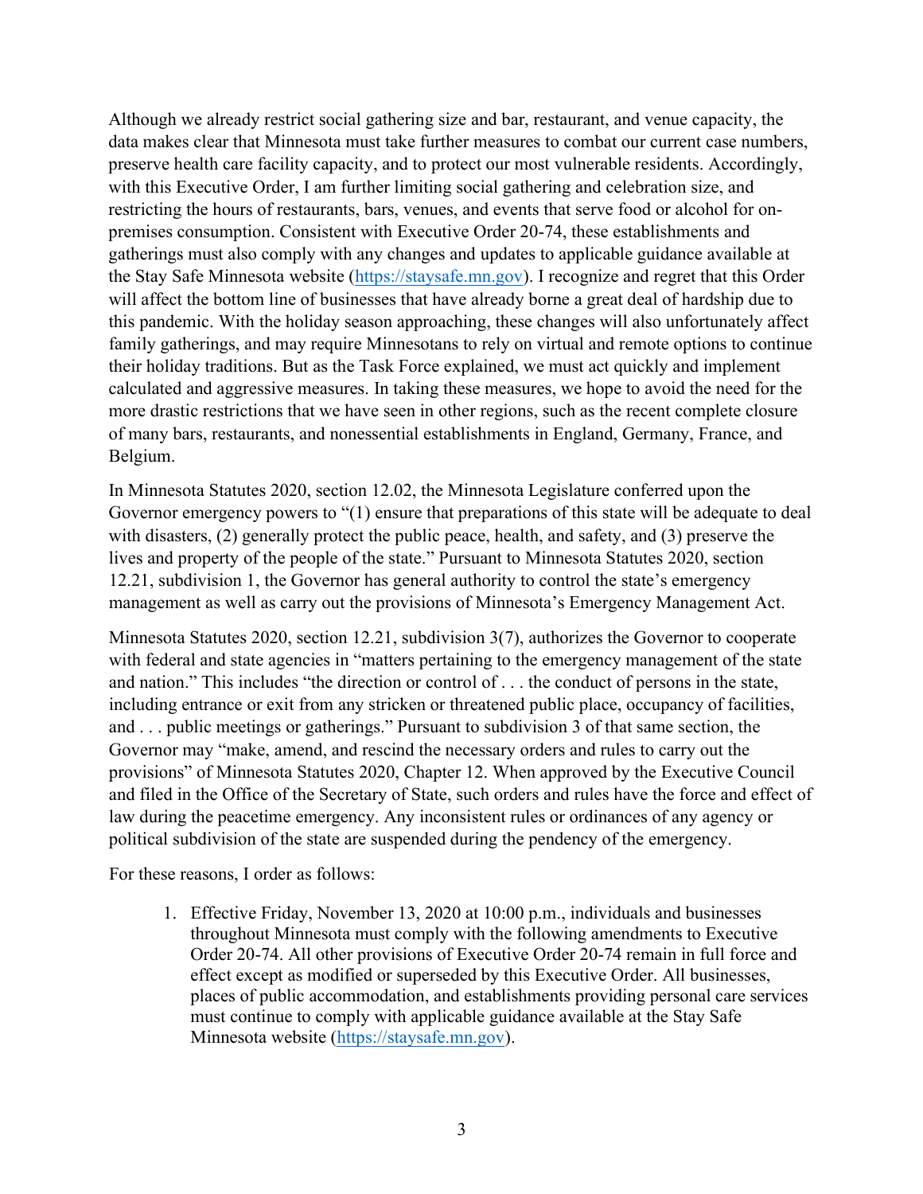Although we already restrict social gathering size and bar, restaurant, and venue capacity, the data makes clear that Minnesota must take further measures to combat our current case numbers, preserve health care facility capacity, and to protect our most vulnerable residents. Accordingly, with this Executive Order, I am further limiting social gathering and celebration size, and restricting the hours of restaurants, bars, venues, and events that serve food or alcohol for on-premises consumption. Consistent with Executive Order 20-74, these establishments and gatherings must also comply with any changes and updates to applicable guidance available at the Stay Safe Minnesota website (https://staysafe.mn.gov). I recognize and regret that this Order will affect the bottom line of businesses that have already borne a great deal of hardship due to this pandemic. With the holiday season approaching, these changes will also unfortunately affect family gatherings, and may require Minnesotans to rely on virtual and remote options to continue their holiday traditions. But as the Task Force explained, we must act quickly and implement calculated and aggressive measures. In taking these measures, we hope to avoid the need for the more drastic restrictions that we have seen in other regions, such as the recent complete closure of many bars, restaurants, and nonessential establishments in England, Germany, France, and Belgium.

In Minnesota Statutes 2020, section 12.02, the Minnesota Legislature conferred upon the Governor emergency powers to "(1) ensure that preparations of this state will be adequate to deal with disasters, (2) generally protect the public peace, health, and safety, and (3) preserve the lives and property of the people of the state." Pursuant to Minnesota Statutes 2020, section 12.21, subdivision 1, the Governor has general authority to control the state's emergency management as well as carry out the provisions of Minnesota's Emergency Management Act.

Minnesota Statutes 2020, section 12.21, subdivision 3(7), authorizes the Governor to cooperate with federal and state agencies in "matters pertaining to the emergency management of the state and nation." This includes "the direction or control of . . . the conduct of persons in the state, including entrance or exit from any stricken or threatened public place, occupancy of facilities, and . . . public meetings or gatherings." Pursuant to subdivision 3 of that same section, the Governor may "make, amend, and rescind the necessary orders and rules to carry out the provisions" of Minnesota Statutes 2020, Chapter 12. When approved by the Executive Council and filed in the Office of the Secretary of State, such orders and rules have the force and effect of law during the peacetime emergency. Any inconsistent rules or ordinances of any agency or political subdivision of the state are suspended during the pendency of the emergency.

For these reasons, I order as follows:

1. Effective Friday, November 13, 2020 at 10:00 p.m., individuals and businesses throughout Minnesota must comply with the following amendments to Executive Order 20-74. All other provisions of Executive Order 20-74 remain in full force and effect except as modified or superseded by this Executive Order. All businesses, places of public accommodation, and establishments providing personal care services must continue to comply with applicable guidance available at the Stay Safe Minnesota website (https://staysafe.mn.gov).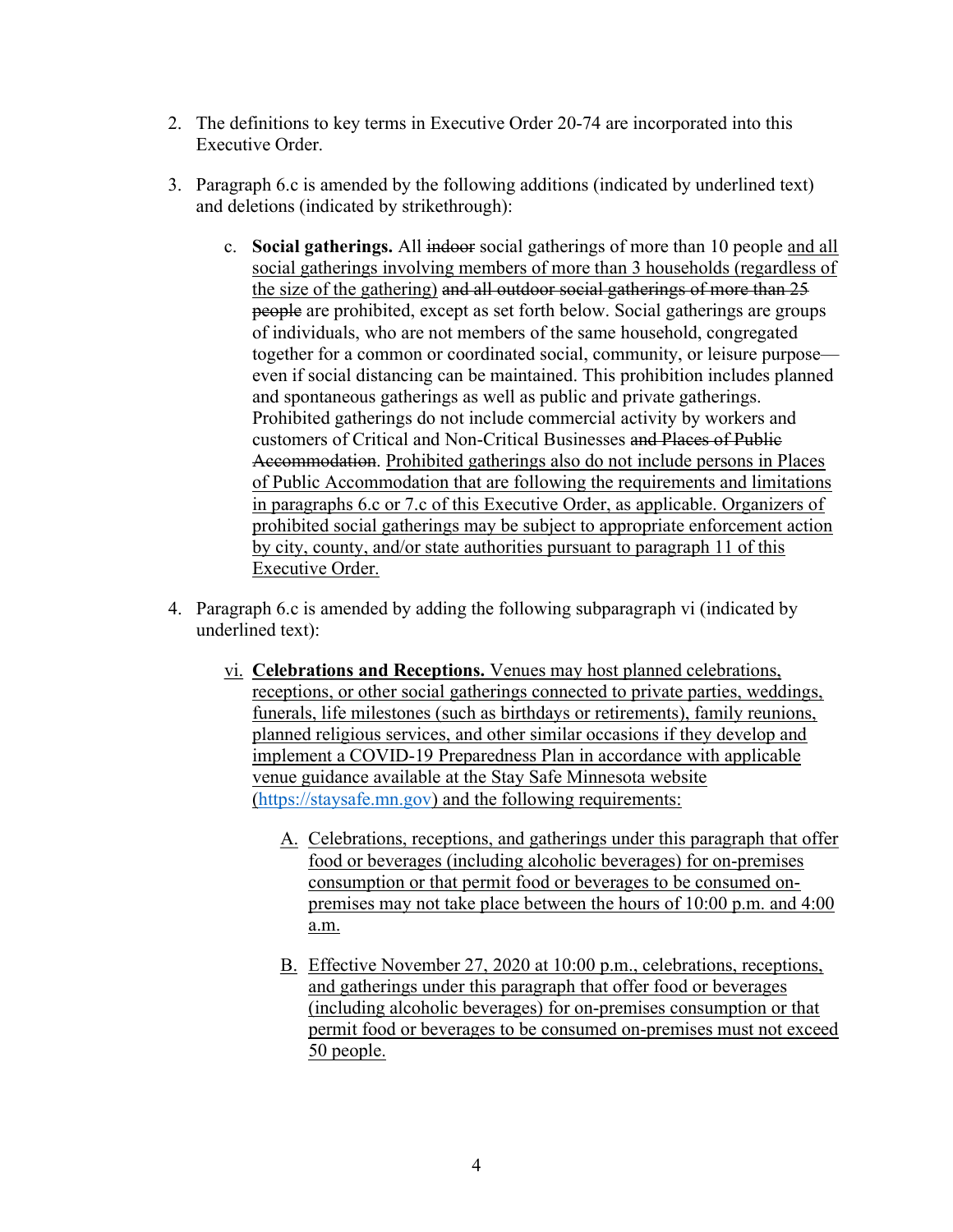2. The definitions to key terms in Executive Order 20-74 are incorporated into this Executive Order.

3. Paragraph 6.c is amended by the following additions (indicated by underlined text) and deletions (indicated by strikethrough):

    c. **Social gatherings.** All ~~indoor~~ social gatherings of more than 10 people <u>and all social gatherings involving members of more than 3 households (regardless of the size of the gathering)</u> ~~and all outdoor social gatherings of more than 25 people~~ are prohibited, except as set forth below. Social gatherings are groups of individuals, who are not members of the same household, congregated together for a common or coordinated social, community, or leisure purpose—even if social distancing can be maintained. This prohibition includes planned and spontaneous gatherings as well as public and private gatherings. Prohibited gatherings do not include commercial activity by workers and customers of Critical and Non-Critical Businesses ~~and Places of Public Accommodation~~. <u>Prohibited gatherings also do not include persons in Places of Public Accommodation that are following the requirements and limitations in paragraphs 6.c or 7.c of this Executive Order, as applicable. Organizers of prohibited social gatherings may be subject to appropriate enforcement action by city, county, and/or state authorities pursuant to paragraph 11 of this Executive Order.</u>

4. Paragraph 6.c is amended by adding the following subparagraph vi (indicated by underlined text):

    <u>vi.</u> <u>**Celebrations and Receptions.** Venues may host planned celebrations, receptions, or other social gatherings connected to private parties, weddings, funerals, life milestones (such as birthdays or retirements), family reunions, planned religious services, and other similar occasions if they develop and implement a COVID-19 Preparedness Plan in accordance with applicable venue guidance available at the Stay Safe Minnesota website (https://staysafe.mn.gov) and the following requirements:</u>

    <u>A.</u> <u>Celebrations, receptions, and gatherings under this paragraph that offer food or beverages (including alcoholic beverages) for on-premises consumption or that permit food or beverages to be consumed on-premises may not take place between the hours of 10:00 p.m. and 4:00 a.m.</u>

    <u>B.</u> <u>Effective November 27, 2020 at 10:00 p.m., celebrations, receptions, and gatherings under this paragraph that offer food or beverages (including alcoholic beverages) for on-premises consumption or that permit food or beverages to be consumed on-premises must not exceed 50 people.</u>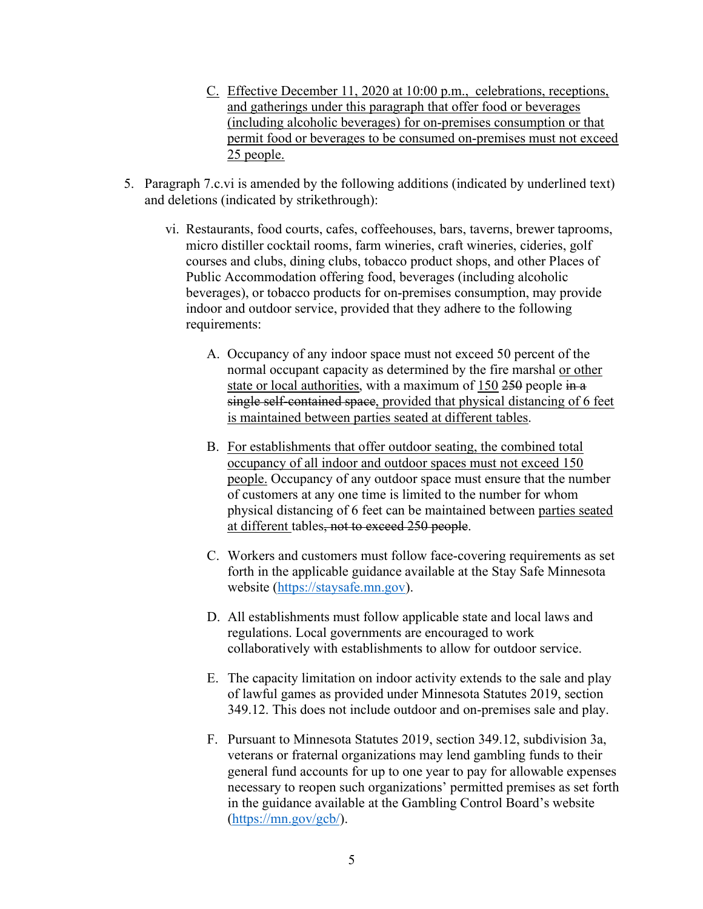C. <u>Effective December 11, 2020 at 10:00 p.m., celebrations, receptions, and gatherings under this paragraph that offer food or beverages (including alcoholic beverages) for on-premises consumption or that permit food or beverages to be consumed on-premises must not exceed 25 people.</u>

5. Paragraph 7.c.vi is amended by the following additions (indicated by underlined text) and deletions (indicated by strikethrough):

   vi. Restaurants, food courts, cafes, coffeehouses, bars, taverns, brewer taprooms, micro distiller cocktail rooms, farm wineries, craft wineries, cideries, golf courses and clubs, dining clubs, tobacco product shops, and other Places of Public Accommodation offering food, beverages (including alcoholic beverages), or tobacco products for on-premises consumption, may provide indoor and outdoor service, provided that they adhere to the following requirements:

      A. Occupancy of any indoor space must not exceed 50 percent of the normal occupant capacity as determined by the fire marshal <u>or other state or local authorities</u>, with a maximum of <u>150</u> ~~250~~ people ~~in a single self-contained space~~<u>, provided that physical distancing of 6 feet is maintained between parties seated at different tables</u>.

      B. <u>For establishments that offer outdoor seating, the combined total occupancy of all indoor and outdoor spaces must not exceed 150 people.</u> Occupancy of any outdoor space must ensure that the number of customers at any one time is limited to the number for whom physical distancing of 6 feet can be maintained between <u>parties seated at different</u> tables~~, not to exceed 250 people~~.

      C. Workers and customers must follow face-covering requirements as set forth in the applicable guidance available at the Stay Safe Minnesota website (https://staysafe.mn.gov).

      D. All establishments must follow applicable state and local laws and regulations. Local governments are encouraged to work collaboratively with establishments to allow for outdoor service.

      E. The capacity limitation on indoor activity extends to the sale and play of lawful games as provided under Minnesota Statutes 2019, section 349.12. This does not include outdoor and on-premises sale and play.

      F. Pursuant to Minnesota Statutes 2019, section 349.12, subdivision 3a, veterans or fraternal organizations may lend gambling funds to their general fund accounts for up to one year to pay for allowable expenses necessary to reopen such organizations' permitted premises as set forth in the guidance available at the Gambling Control Board's website (https://mn.gov/gcb/).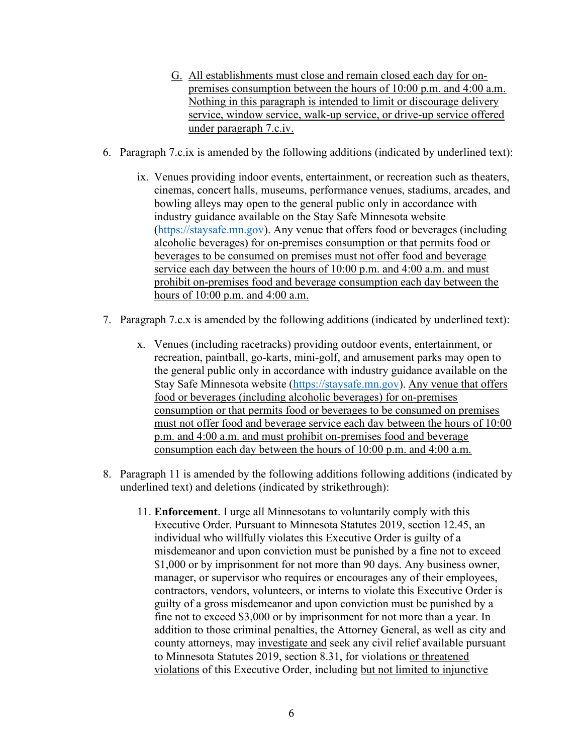G. <u>All establishments must close and remain closed each day for on-premises consumption between the hours of 10:00 p.m. and 4:00 a.m. Nothing in this paragraph is intended to limit or discourage delivery service, window service, walk-up service, or drive-up service offered under paragraph 7.c.iv.</u>

6. Paragraph 7.c.ix is amended by the following additions (indicated by underlined text):

   ix. Venues providing indoor events, entertainment, or recreation such as theaters, cinemas, concert halls, museums, performance venues, stadiums, arcades, and bowling alleys may open to the general public only in accordance with industry guidance available on the Stay Safe Minnesota website (https://staysafe.mn.gov). <u>Any venue that offers food or beverages (including alcoholic beverages) for on-premises consumption or that permits food or beverages to be consumed on premises must not offer food and beverage service each day between the hours of 10:00 p.m. and 4:00 a.m. and must prohibit on-premises food and beverage consumption each day between the hours of 10:00 p.m. and 4:00 a.m.</u>

7. Paragraph 7.c.x is amended by the following additions (indicated by underlined text):

   x. Venues (including racetracks) providing outdoor events, entertainment, or recreation, paintball, go-karts, mini-golf, and amusement parks may open to the general public only in accordance with industry guidance available on the Stay Safe Minnesota website (https://staysafe.mn.gov). <u>Any venue that offers food or beverages (including alcoholic beverages) for on-premises consumption or that permits food or beverages to be consumed on premises must not offer food and beverage service each day between the hours of 10:00 p.m. and 4:00 a.m. and must prohibit on-premises food and beverage consumption each day between the hours of 10:00 p.m. and 4:00 a.m.</u>

8. Paragraph 11 is amended by the following additions following additions (indicated by underlined text) and deletions (indicated by strikethrough):

   11. **Enforcement**. I urge all Minnesotans to voluntarily comply with this Executive Order. Pursuant to Minnesota Statutes 2019, section 12.45, an individual who willfully violates this Executive Order is guilty of a misdemeanor and upon conviction must be punished by a fine not to exceed $1,000 or by imprisonment for not more than 90 days. Any business owner, manager, or supervisor who requires or encourages any of their employees, contractors, vendors, volunteers, or interns to violate this Executive Order is guilty of a gross misdemeanor and upon conviction must be punished by a fine not to exceed $3,000 or by imprisonment for not more than a year. In addition to those criminal penalties, the Attorney General, as well as city and county attorneys, may <u>investigate and</u> seek any civil relief available pursuant to Minnesota Statutes 2019, section 8.31, for violations <u>or threatened violations</u> of this Executive Order, including <u>but not limited to injunctive</u>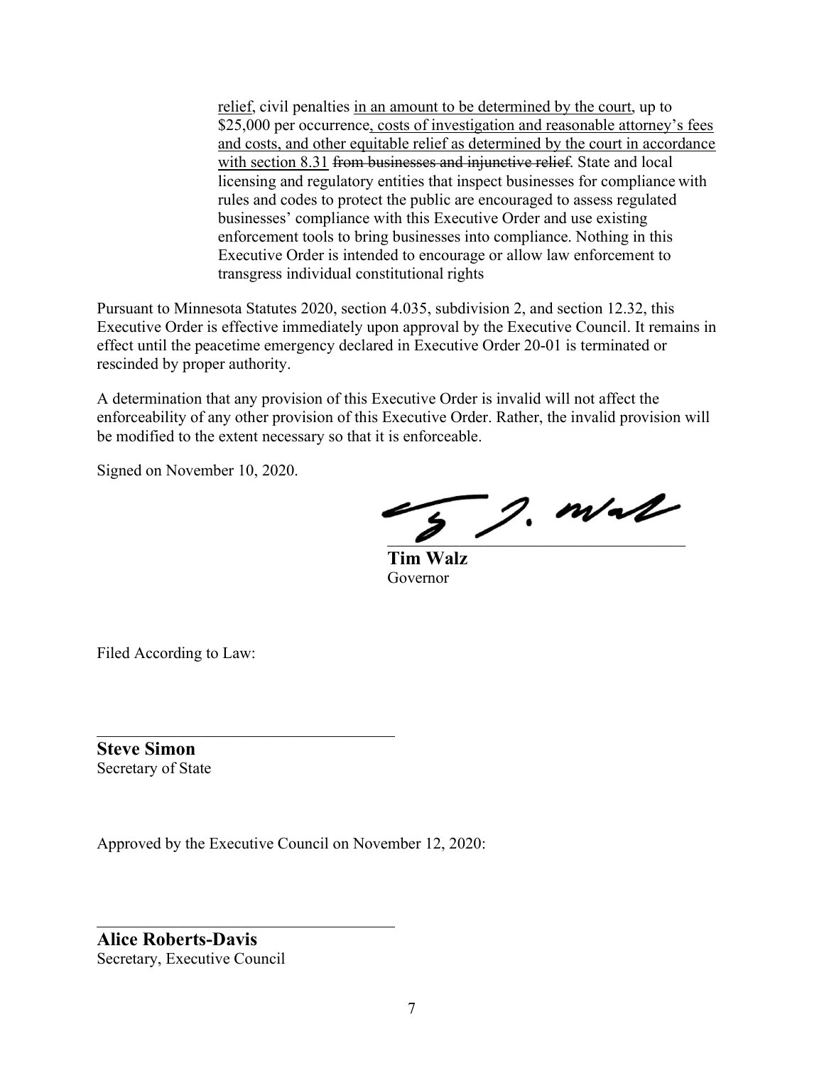relief, civil penalties in an amount to be determined by the court, up to $25,000 per occurrence, costs of investigation and reasonable attorney's fees and costs, and other equitable relief as determined by the court in accordance with section 8.31 ~~from businesses and injunctive relief~~. State and local licensing and regulatory entities that inspect businesses for compliance with rules and codes to protect the public are encouraged to assess regulated businesses' compliance with this Executive Order and use existing enforcement tools to bring businesses into compliance. Nothing in this Executive Order is intended to encourage or allow law enforcement to transgress individual constitutional rights

Pursuant to Minnesota Statutes 2020, section 4.035, subdivision 2, and section 12.32, this Executive Order is effective immediately upon approval by the Executive Council. It remains in effect until the peacetime emergency declared in Executive Order 20-01 is terminated or rescinded by proper authority.

A determination that any provision of this Executive Order is invalid will not affect the enforceability of any other provision of this Executive Order. Rather, the invalid provision will be modified to the extent necessary so that it is enforceable.

Signed on November 10, 2020.

**Tim Walz**
Governor

Filed According to Law:

**Steve Simon**
Secretary of State

Approved by the Executive Council on November 12, 2020:

**Alice Roberts-Davis**
Secretary, Executive Council